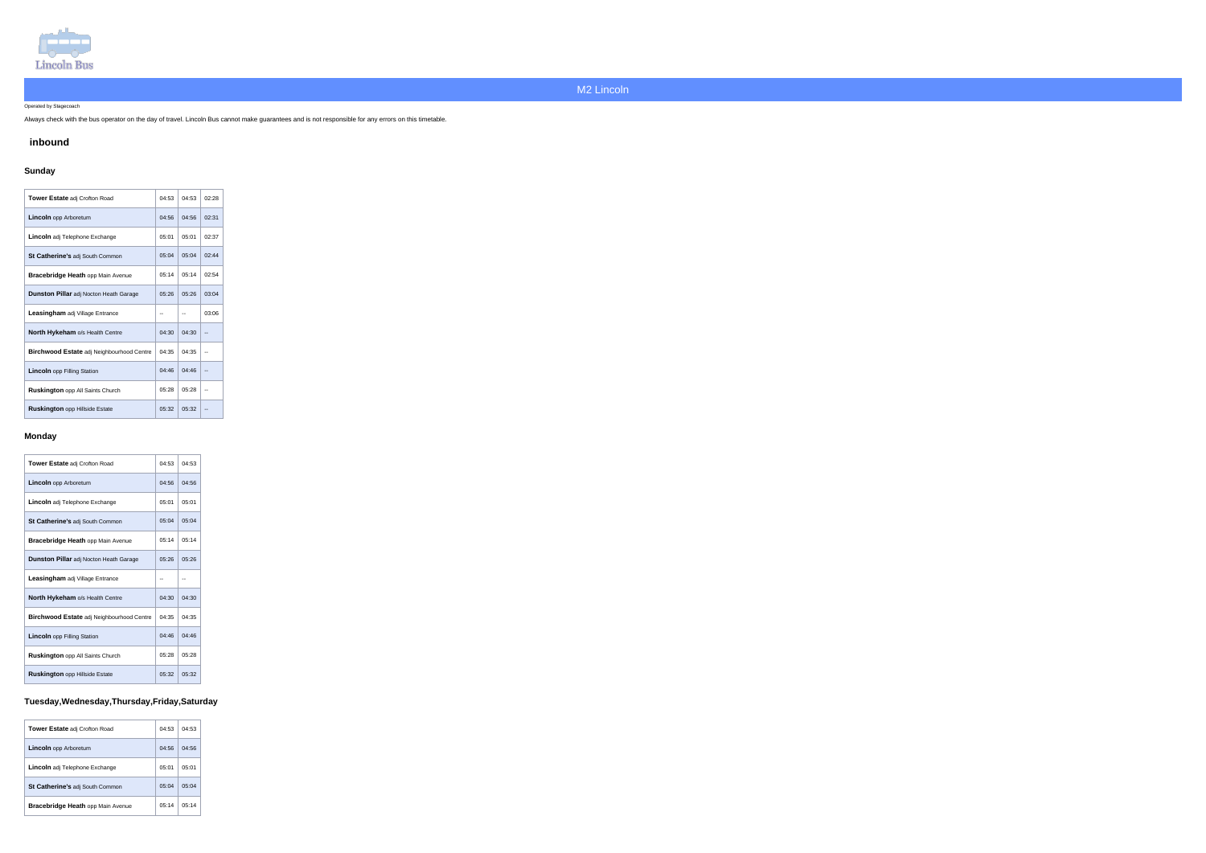Lincoln Bus

# M2 Lincoln

Operated by Stagecoach

Always check with the bus operator on the day of travel. Lincoln Bus cannot make guarantees and is not responsible for any errors on this timetable.

## inbound

### Sunday

| Stop | | | |
|---|---|---|---|
| **Tower Estate** adj Crofton Road | 04:53 | 04:53 | 02:28 |
| **Lincoln** opp Arboretum | 04:56 | 04:56 | 02:31 |
| **Lincoln** adj Telephone Exchange | 05:01 | 05:01 | 02:37 |
| **St Catherine's** adj South Common | 05:04 | 05:04 | 02:44 |
| **Bracebridge Heath** opp Main Avenue | 05:14 | 05:14 | 02:54 |
| **Dunston Pillar** adj Nocton Heath Garage | 05:26 | 05:26 | 03:04 |
| **Leasingham** adj Village Entrance | -- | -- | 03:06 |
| **North Hykeham** o/s Health Centre | 04:30 | 04:30 | -- |
| **Birchwood Estate** adj Neighbourhood Centre | 04:35 | 04:35 | -- |
| **Lincoln** opp Filling Station | 04:46 | 04:46 | -- |
| **Ruskington** opp All Saints Church | 05:28 | 05:28 | -- |
| **Ruskington** opp Hillside Estate | 05:32 | 05:32 | -- |

### Monday

| Stop | | |
|---|---|---|
| **Tower Estate** adj Crofton Road | 04:53 | 04:53 |
| **Lincoln** opp Arboretum | 04:56 | 04:56 |
| **Lincoln** adj Telephone Exchange | 05:01 | 05:01 |
| **St Catherine's** adj South Common | 05:04 | 05:04 |
| **Bracebridge Heath** opp Main Avenue | 05:14 | 05:14 |
| **Dunston Pillar** adj Nocton Heath Garage | 05:26 | 05:26 |
| **Leasingham** adj Village Entrance | -- | -- |
| **North Hykeham** o/s Health Centre | 04:30 | 04:30 |
| **Birchwood Estate** adj Neighbourhood Centre | 04:35 | 04:35 |
| **Lincoln** opp Filling Station | 04:46 | 04:46 |
| **Ruskington** opp All Saints Church | 05:28 | 05:28 |
| **Ruskington** opp Hillside Estate | 05:32 | 05:32 |

### Tuesday,Wednesday,Thursday,Friday,Saturday

| Stop | | |
|---|---|---|
| **Tower Estate** adj Crofton Road | 04:53 | 04:53 |
| **Lincoln** opp Arboretum | 04:56 | 04:56 |
| **Lincoln** adj Telephone Exchange | 05:01 | 05:01 |
| **St Catherine's** adj South Common | 05:04 | 05:04 |
| **Bracebridge Heath** opp Main Avenue | 05:14 | 05:14 |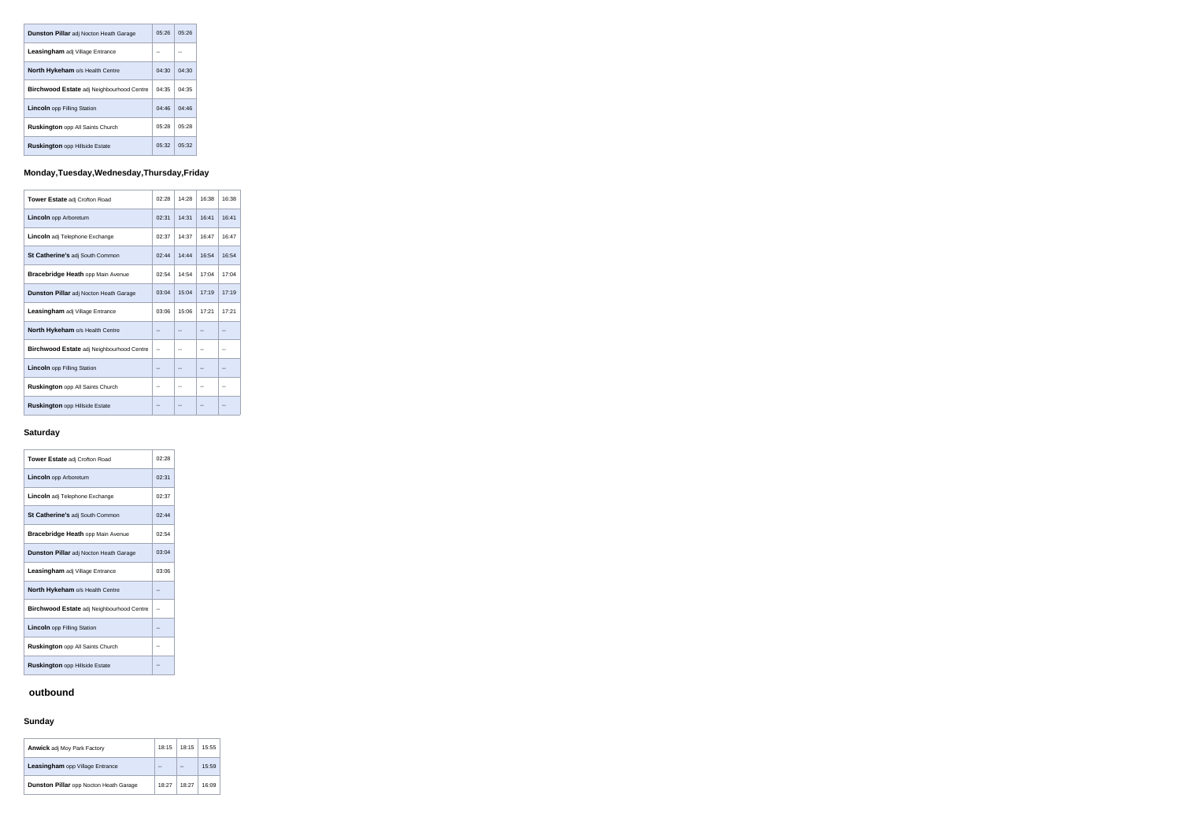| | | |
|---|---|---|
| **Dunston Pillar** adj Nocton Heath Garage | 05:26 | 05:26 |
| **Leasingham** adj Village Entrance | -- | -- |
| **North Hykeham** o/s Health Centre | 04:30 | 04:30 |
| **Birchwood Estate** adj Neighbourhood Centre | 04:35 | 04:35 |
| **Lincoln** opp Filling Station | 04:46 | 04:46 |
| **Ruskington** opp All Saints Church | 05:28 | 05:28 |
| **Ruskington** opp Hillside Estate | 05:32 | 05:32 |

### Monday,Tuesday,Wednesday,Thursday,Friday

| | | | | |
|---|---|---|---|---|
| **Tower Estate** adj Crofton Road | 02:28 | 14:28 | 16:38 | 16:38 |
| **Lincoln** opp Arboretum | 02:31 | 14:31 | 16:41 | 16:41 |
| **Lincoln** adj Telephone Exchange | 02:37 | 14:37 | 16:47 | 16:47 |
| **St Catherine's** adj South Common | 02:44 | 14:44 | 16:54 | 16:54 |
| **Bracebridge Heath** opp Main Avenue | 02:54 | 14:54 | 17:04 | 17:04 |
| **Dunston Pillar** adj Nocton Heath Garage | 03:04 | 15:04 | 17:19 | 17:19 |
| **Leasingham** adj Village Entrance | 03:06 | 15:06 | 17:21 | 17:21 |
| **North Hykeham** o/s Health Centre | -- | -- | -- | -- |
| **Birchwood Estate** adj Neighbourhood Centre | -- | -- | -- | -- |
| **Lincoln** opp Filling Station | -- | -- | -- | -- |
| **Ruskington** opp All Saints Church | -- | -- | -- | -- |
| **Ruskington** opp Hillside Estate | -- | -- | -- | -- |

### Saturday

| | |
|---|---|
| **Tower Estate** adj Crofton Road | 02:28 |
| **Lincoln** opp Arboretum | 02:31 |
| **Lincoln** adj Telephone Exchange | 02:37 |
| **St Catherine's** adj South Common | 02:44 |
| **Bracebridge Heath** opp Main Avenue | 02:54 |
| **Dunston Pillar** adj Nocton Heath Garage | 03:04 |
| **Leasingham** adj Village Entrance | 03:06 |
| **North Hykeham** o/s Health Centre | -- |
| **Birchwood Estate** adj Neighbourhood Centre | -- |
| **Lincoln** opp Filling Station | -- |
| **Ruskington** opp All Saints Church | -- |
| **Ruskington** opp Hillside Estate | -- |

## outbound

### Sunday

| | | | |
|---|---|---|---|
| **Anwick** adj Moy Park Factory | 18:15 | 18:15 | 15:55 |
| **Leasingham** opp Village Entrance | -- | -- | 15:59 |
| **Dunston Pillar** opp Nocton Heath Garage | 18:27 | 18:27 | 16:09 |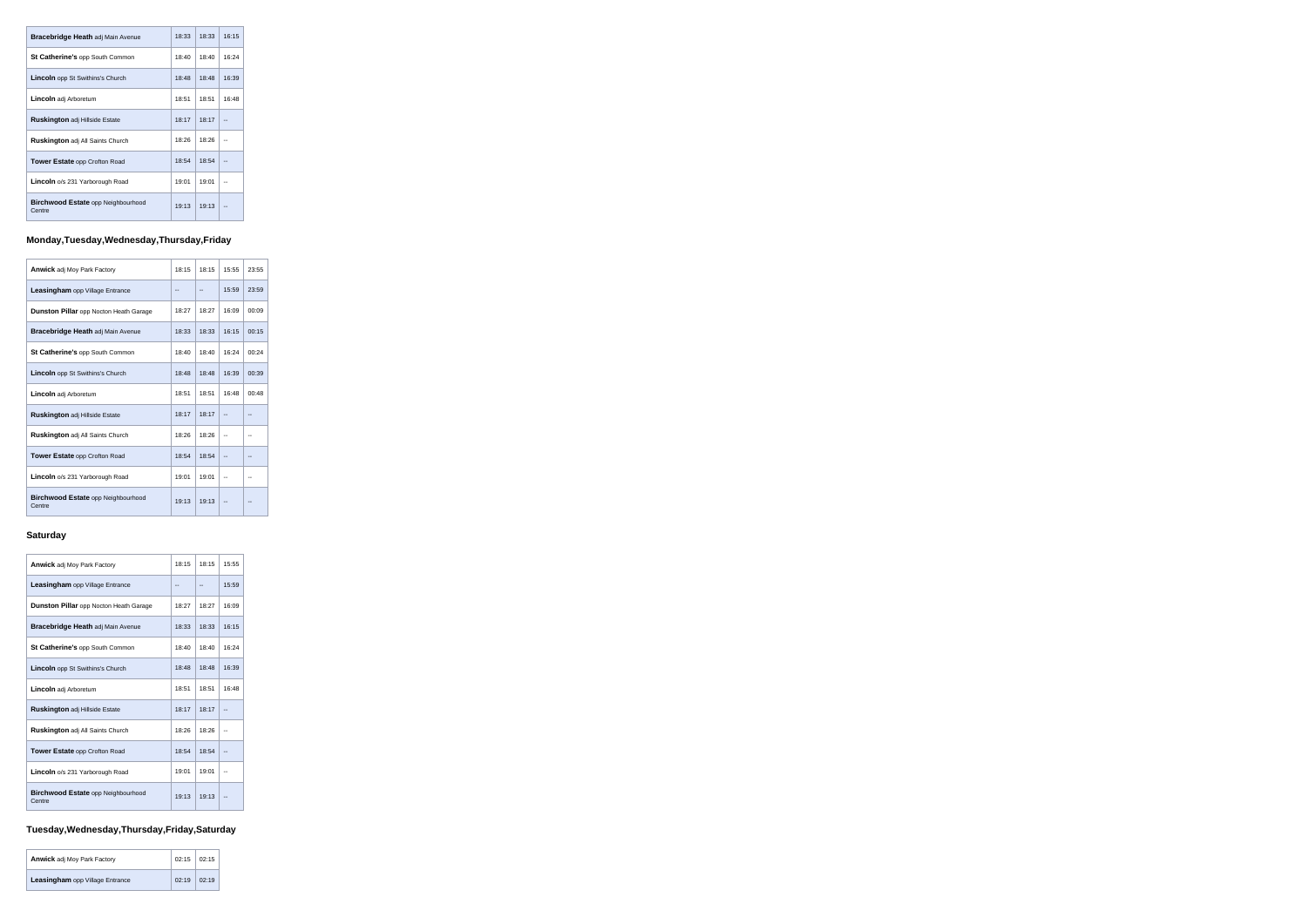| | | | |
|---|---|---|---|
| **Bracebridge Heath** adj Main Avenue | 18:33 | 18:33 | 16:15 |
| **St Catherine's** opp South Common | 18:40 | 18:40 | 16:24 |
| **Lincoln** opp St Swithins's Church | 18:48 | 18:48 | 16:39 |
| **Lincoln** adj Arboretum | 18:51 | 18:51 | 16:48 |
| **Ruskington** adj Hillside Estate | 18:17 | 18:17 | -- |
| **Ruskington** adj All Saints Church | 18:26 | 18:26 | -- |
| **Tower Estate** opp Crofton Road | 18:54 | 18:54 | -- |
| **Lincoln** o/s 231 Yarborough Road | 19:01 | 19:01 | -- |
| **Birchwood Estate** opp Neighbourhood Centre | 19:13 | 19:13 | -- |

### Monday,Tuesday,Wednesday,Thursday,Friday

| | | | | |
|---|---|---|---|---|
| **Anwick** adj Moy Park Factory | 18:15 | 18:15 | 15:55 | 23:55 |
| **Leasingham** opp Village Entrance | -- | -- | 15:59 | 23:59 |
| **Dunston Pillar** opp Nocton Heath Garage | 18:27 | 18:27 | 16:09 | 00:09 |
| **Bracebridge Heath** adj Main Avenue | 18:33 | 18:33 | 16:15 | 00:15 |
| **St Catherine's** opp South Common | 18:40 | 18:40 | 16:24 | 00:24 |
| **Lincoln** opp St Swithins's Church | 18:48 | 18:48 | 16:39 | 00:39 |
| **Lincoln** adj Arboretum | 18:51 | 18:51 | 16:48 | 00:48 |
| **Ruskington** adj Hillside Estate | 18:17 | 18:17 | -- | -- |
| **Ruskington** adj All Saints Church | 18:26 | 18:26 | -- | -- |
| **Tower Estate** opp Crofton Road | 18:54 | 18:54 | -- | -- |
| **Lincoln** o/s 231 Yarborough Road | 19:01 | 19:01 | -- | -- |
| **Birchwood Estate** opp Neighbourhood Centre | 19:13 | 19:13 | -- | -- |

### Saturday

| | | | |
|---|---|---|---|
| **Anwick** adj Moy Park Factory | 18:15 | 18:15 | 15:55 |
| **Leasingham** opp Village Entrance | -- | -- | 15:59 |
| **Dunston Pillar** opp Nocton Heath Garage | 18:27 | 18:27 | 16:09 |
| **Bracebridge Heath** adj Main Avenue | 18:33 | 18:33 | 16:15 |
| **St Catherine's** opp South Common | 18:40 | 18:40 | 16:24 |
| **Lincoln** opp St Swithins's Church | 18:48 | 18:48 | 16:39 |
| **Lincoln** adj Arboretum | 18:51 | 18:51 | 16:48 |
| **Ruskington** adj Hillside Estate | 18:17 | 18:17 | -- |
| **Ruskington** adj All Saints Church | 18:26 | 18:26 | -- |
| **Tower Estate** opp Crofton Road | 18:54 | 18:54 | -- |
| **Lincoln** o/s 231 Yarborough Road | 19:01 | 19:01 | -- |
| **Birchwood Estate** opp Neighbourhood Centre | 19:13 | 19:13 | -- |

### Tuesday,Wednesday,Thursday,Friday,Saturday

| | | |
|---|---|---|
| **Anwick** adj Moy Park Factory | 02:15 | 02:15 |
| **Leasingham** opp Village Entrance | 02:19 | 02:19 |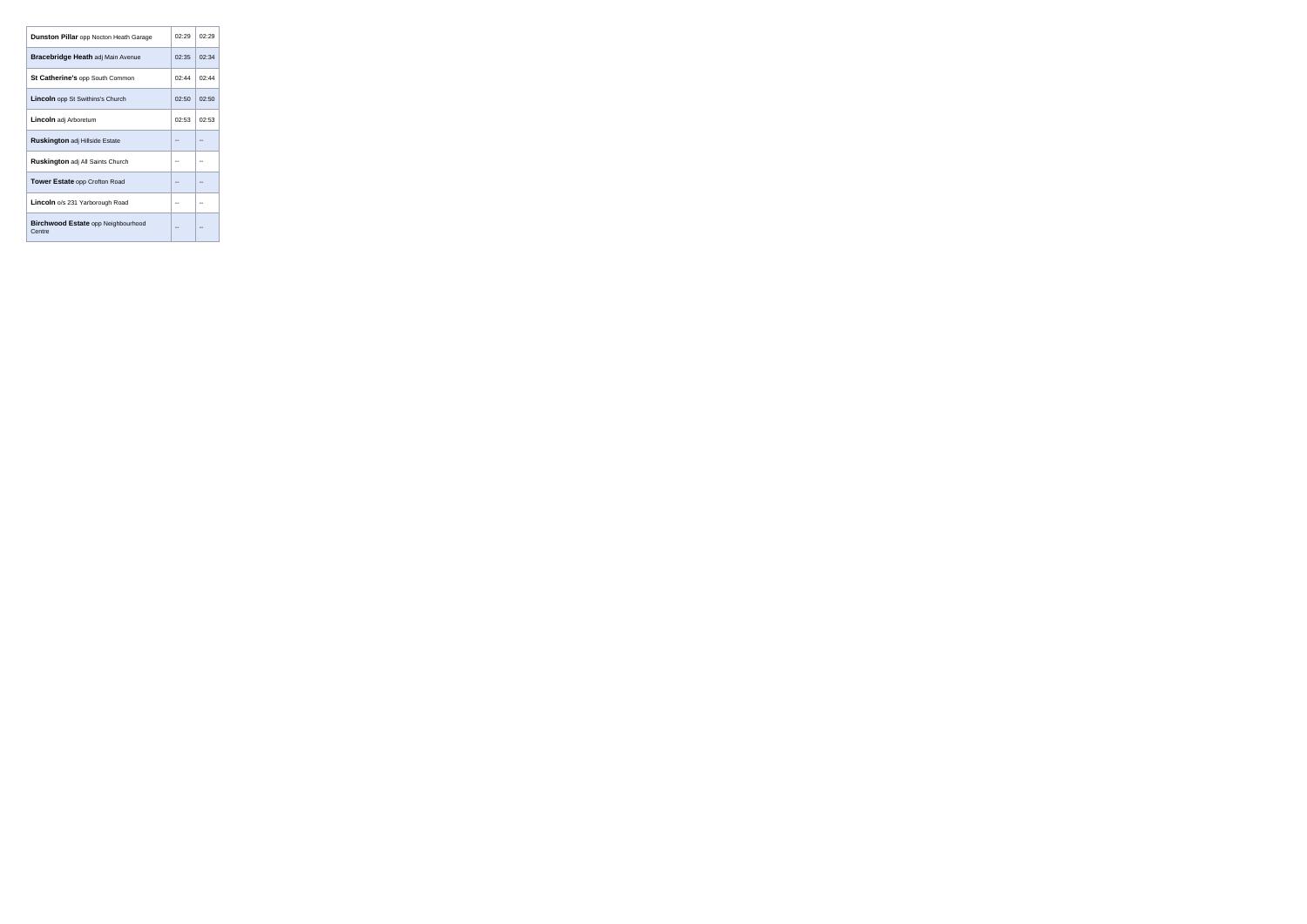| | | |
|---|---|---|
| **Dunston Pillar** opp Nocton Heath Garage | 02:29 | 02:29 |
| **Bracebridge Heath** adj Main Avenue | 02:35 | 02:34 |
| **St Catherine's** opp South Common | 02:44 | 02:44 |
| **Lincoln** opp St Swithins's Church | 02:50 | 02:50 |
| **Lincoln** adj Arboretum | 02:53 | 02:53 |
| **Ruskington** adj Hillside Estate | -- | -- |
| **Ruskington** adj All Saints Church | -- | -- |
| **Tower Estate** opp Crofton Road | -- | -- |
| **Lincoln** o/s 231 Yarborough Road | -- | -- |
| **Birchwood Estate** opp Neighbourhood Centre | -- | -- |